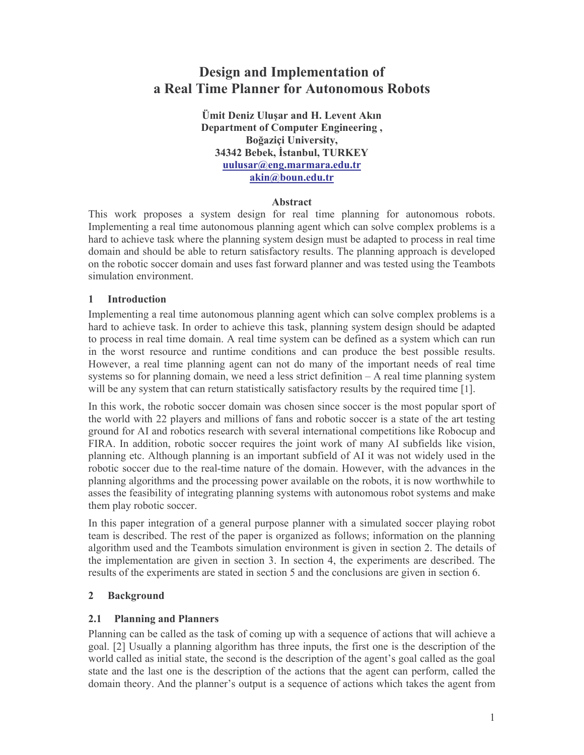# Design and Implementation of a Real Time Planner for Autonomous Robots

**Ümit Deniz Uluşar and H. Levent Akın**
**Department of Computer Engineering ,**
**Boğaziçi University,**
**34342 Bebek, İstanbul, TURKEY**
**uulusar@eng.marmara.edu.tr**
**akin@boun.edu.tr**

### Abstract

This work proposes a system design for real time planning for autonomous robots. Implementing a real time autonomous planning agent which can solve complex problems is a hard to achieve task where the planning system design must be adapted to process in real time domain and should be able to return satisfactory results. The planning approach is developed on the robotic soccer domain and uses fast forward planner and was tested using the Teambots simulation environment.

## 1 Introduction

Implementing a real time autonomous planning agent which can solve complex problems is a hard to achieve task. In order to achieve this task, planning system design should be adapted to process in real time domain. A real time system can be defined as a system which can run in the worst resource and runtime conditions and can produce the best possible results. However, a real time planning agent can not do many of the important needs of real time systems so for planning domain, we need a less strict definition – A real time planning system will be any system that can return statistically satisfactory results by the required time [1].

In this work, the robotic soccer domain was chosen since soccer is the most popular sport of the world with 22 players and millions of fans and robotic soccer is a state of the art testing ground for AI and robotics research with several international competitions like Robocup and FIRA. In addition, robotic soccer requires the joint work of many AI subfields like vision, planning etc. Although planning is an important subfield of AI it was not widely used in the robotic soccer due to the real-time nature of the domain. However, with the advances in the planning algorithms and the processing power available on the robots, it is now worthwhile to asses the feasibility of integrating planning systems with autonomous robot systems and make them play robotic soccer.

In this paper integration of a general purpose planner with a simulated soccer playing robot team is described. The rest of the paper is organized as follows; information on the planning algorithm used and the Teambots simulation environment is given in section 2. The details of the implementation are given in section 3. In section 4, the experiments are described. The results of the experiments are stated in section 5 and the conclusions are given in section 6.

## 2 Background

### 2.1 Planning and Planners

Planning can be called as the task of coming up with a sequence of actions that will achieve a goal. [2] Usually a planning algorithm has three inputs, the first one is the description of the world called as initial state, the second is the description of the agent's goal called as the goal state and the last one is the description of the actions that the agent can perform, called the domain theory. And the planner's output is a sequence of actions which takes the agent from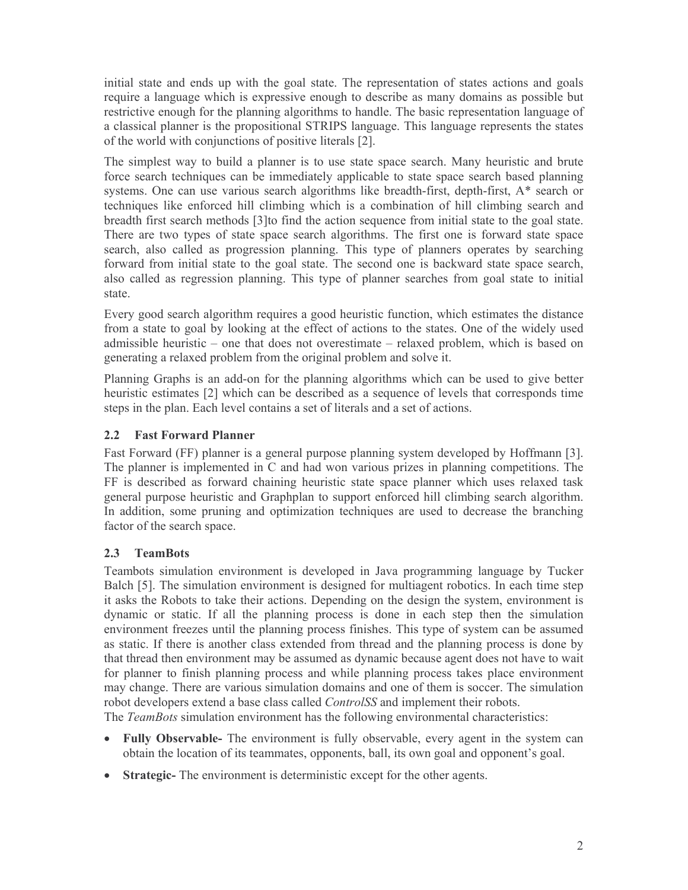initial state and ends up with the goal state. The representation of states actions and goals require a language which is expressive enough to describe as many domains as possible but restrictive enough for the planning algorithms to handle. The basic representation language of a classical planner is the propositional STRIPS language. This language represents the states of the world with conjunctions of positive literals [2].

The simplest way to build a planner is to use state space search. Many heuristic and brute force search techniques can be immediately applicable to state space search based planning systems. One can use various search algorithms like breadth-first, depth-first, A* search or techniques like enforced hill climbing which is a combination of hill climbing search and breadth first search methods [3]to find the action sequence from initial state to the goal state. There are two types of state space search algorithms. The first one is forward state space search, also called as progression planning. This type of planners operates by searching forward from initial state to the goal state. The second one is backward state space search, also called as regression planning. This type of planner searches from goal state to initial state.

Every good search algorithm requires a good heuristic function, which estimates the distance from a state to goal by looking at the effect of actions to the states. One of the widely used admissible heuristic – one that does not overestimate – relaxed problem, which is based on generating a relaxed problem from the original problem and solve it.

Planning Graphs is an add-on for the planning algorithms which can be used to give better heuristic estimates [2] which can be described as a sequence of levels that corresponds time steps in the plan. Each level contains a set of literals and a set of actions.

### 2.2 Fast Forward Planner

Fast Forward (FF) planner is a general purpose planning system developed by Hoffmann [3]. The planner is implemented in C and had won various prizes in planning competitions. The FF is described as forward chaining heuristic state space planner which uses relaxed task general purpose heuristic and Graphplan to support enforced hill climbing search algorithm. In addition, some pruning and optimization techniques are used to decrease the branching factor of the search space.

### 2.3 TeamBots

Teambots simulation environment is developed in Java programming language by Tucker Balch [5]. The simulation environment is designed for multiagent robotics. In each time step it asks the Robots to take their actions. Depending on the design the system, environment is dynamic or static. If all the planning process is done in each step then the simulation environment freezes until the planning process finishes. This type of system can be assumed as static. If there is another class extended from thread and the planning process is done by that thread then environment may be assumed as dynamic because agent does not have to wait for planner to finish planning process and while planning process takes place environment may change. There are various simulation domains and one of them is soccer. The simulation robot developers extend a base class called *ControlSS* and implement their robots.
The *TeamBots* simulation environment has the following environmental characteristics:

- **Fully Observable-** The environment is fully observable, every agent in the system can obtain the location of its teammates, opponents, ball, its own goal and opponent's goal.
- **Strategic-** The environment is deterministic except for the other agents.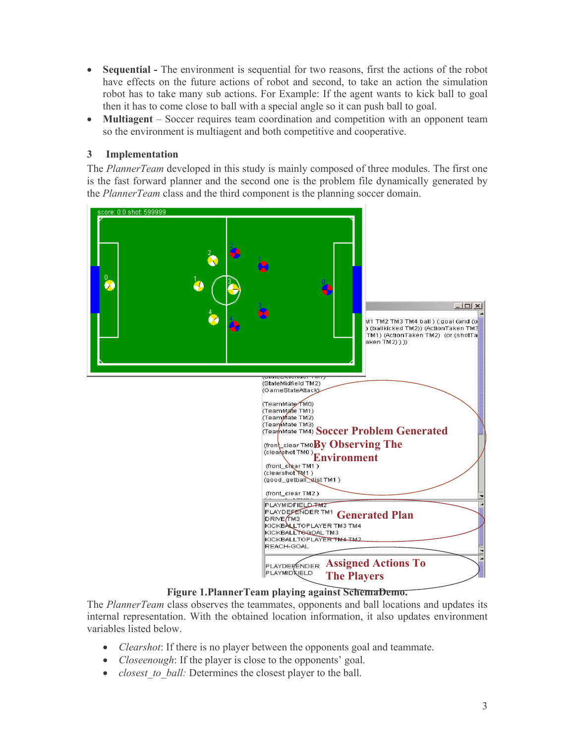- **Sequential -** The environment is sequential for two reasons, first the actions of the robot have effects on the future actions of robot and second, to take an action the simulation robot has to take many sub actions. For Example: If the agent wants to kick ball to goal then it has to come close to ball with a special angle so it can push ball to goal.
- **Multiagent** – Soccer requires team coordination and competition with an opponent team so the environment is multiagent and both competitive and cooperative.

## 3 Implementation

The *PlannerTeam* developed in this study is mainly composed of three modules. The first one is the fast forward planner and the second one is the problem file dynamically generated by the *PlannerTeam* class and the third component is the planning soccer domain.

**Figure 1.PlannerTeam playing against SchemaDemo.**

The *PlannerTeam* class observes the teammates, opponents and ball locations and updates its internal representation. With the obtained location information, it also updates environment variables listed below.

- *Clearshot*: If there is no player between the opponents goal and teammate.
- *Closeenough*: If the player is close to the opponents' goal.
- *closest_to_ball:* Determines the closest player to the ball.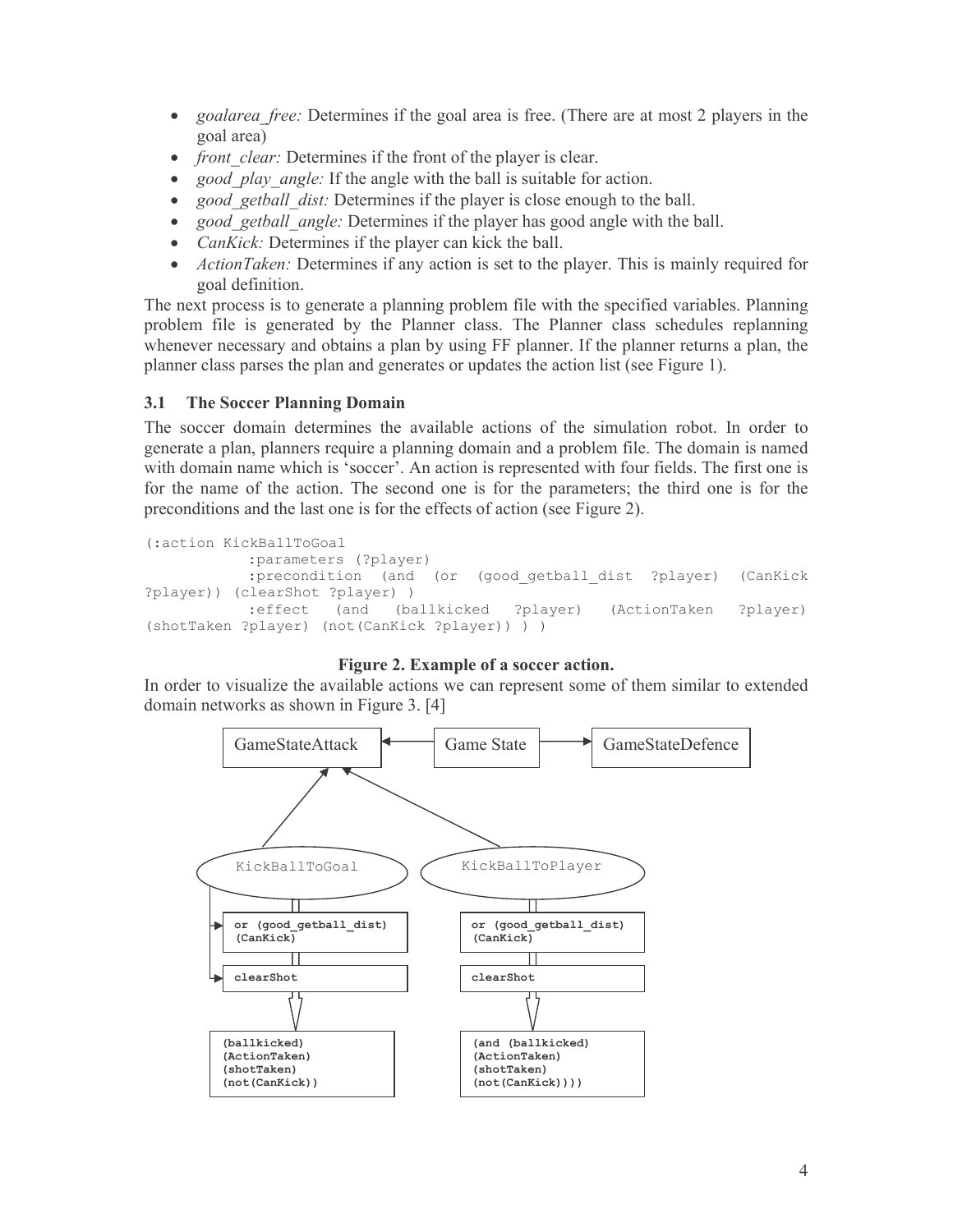- *goalarea_free:* Determines if the goal area is free. (There are at most 2 players in the goal area)
- *front_clear:* Determines if the front of the player is clear.
- *good_play_angle:* If the angle with the ball is suitable for action.
- *good_getball_dist:* Determines if the player is close enough to the ball.
- *good_getball_angle:* Determines if the player has good angle with the ball.
- *CanKick:* Determines if the player can kick the ball.
- *ActionTaken:* Determines if any action is set to the player. This is mainly required for goal definition.

The next process is to generate a planning problem file with the specified variables. Planning problem file is generated by the Planner class. The Planner class schedules replanning whenever necessary and obtains a plan by using FF planner. If the planner returns a plan, the planner class parses the plan and generates or updates the action list (see Figure 1).

### 3.1 The Soccer Planning Domain

The soccer domain determines the available actions of the simulation robot. In order to generate a plan, planners require a planning domain and a problem file. The domain is named with domain name which is 'soccer'. An action is represented with four fields. The first one is for the name of the action. The second one is for the parameters; the third one is for the preconditions and the last one is for the effects of action (see Figure 2).

```
(:action KickBallToGoal
           :parameters (?player)
           :precondition  (and  (or  (good_getball_dist  ?player)  (CanKick
?player)) (clearShot ?player) )
           :effect   (and   (ballkicked   ?player)   (ActionTaken   ?player)
(shotTaken ?player) (not(CanKick ?player)) ) )
```

**Figure 2. Example of a soccer action.**

In order to visualize the available actions we can represent some of them similar to extended domain networks as shown in Figure 3. [4]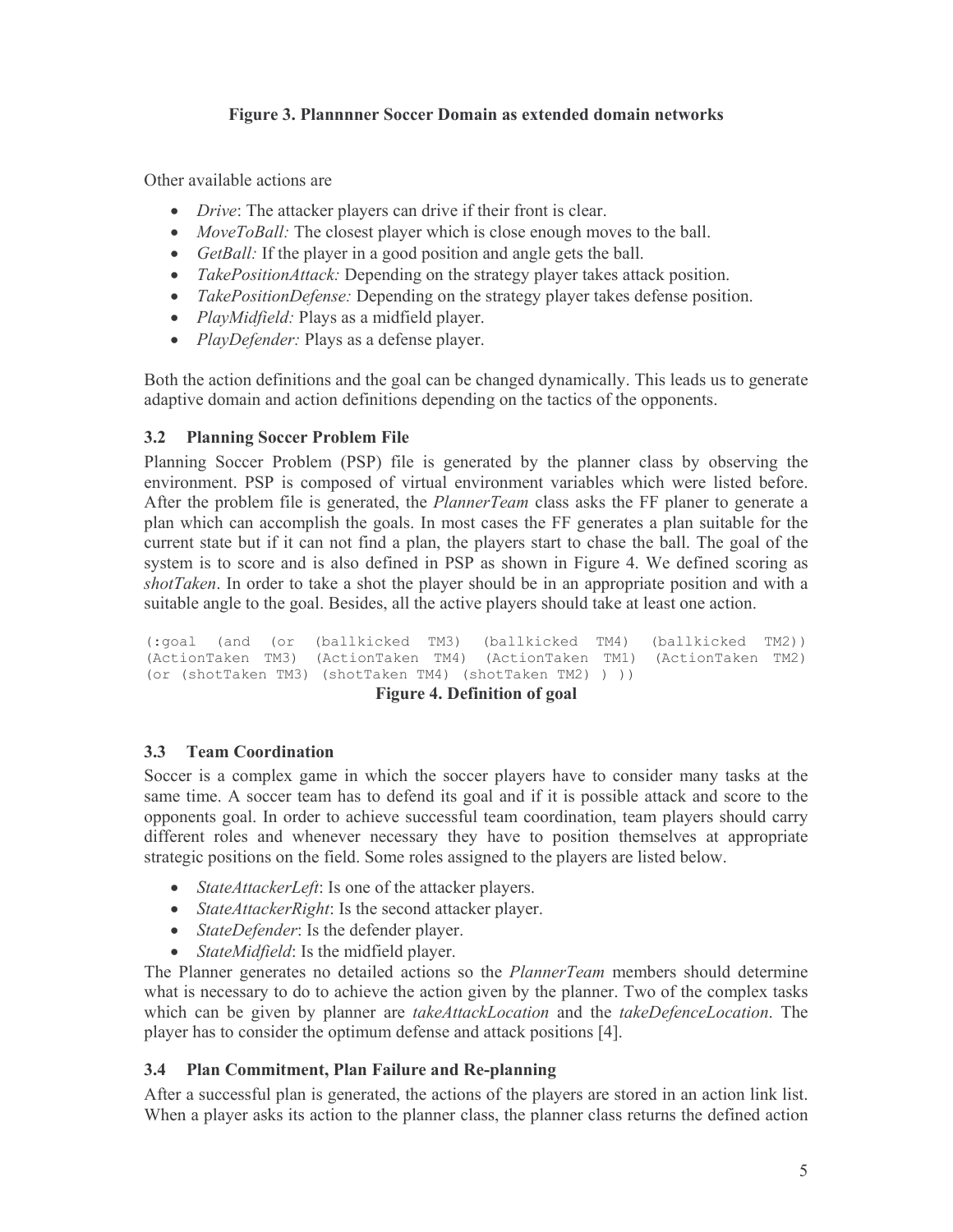**Figure 3. Plannnner Soccer Domain as extended domain networks**

Other available actions are

- *Drive*: The attacker players can drive if their front is clear.
- *MoveToBall:* The closest player which is close enough moves to the ball.
- *GetBall:* If the player in a good position and angle gets the ball.
- *TakePositionAttack:* Depending on the strategy player takes attack position.
- *TakePositionDefense:* Depending on the strategy player takes defense position.
- *PlayMidfield:* Plays as a midfield player.
- *PlayDefender:* Plays as a defense player.

Both the action definitions and the goal can be changed dynamically. This leads us to generate adaptive domain and action definitions depending on the tactics of the opponents.

### 3.2 Planning Soccer Problem File

Planning Soccer Problem (PSP) file is generated by the planner class by observing the environment. PSP is composed of virtual environment variables which were listed before. After the problem file is generated, the *PlannerTeam* class asks the FF planer to generate a plan which can accomplish the goals. In most cases the FF generates a plan suitable for the current state but if it can not find a plan, the players start to chase the ball. The goal of the system is to score and is also defined in PSP as shown in Figure 4. We defined scoring as *shotTaken*. In order to take a shot the player should be in an appropriate position and with a suitable angle to the goal. Besides, all the active players should take at least one action.

```
(:goal (and (or (ballkicked TM3) (ballkicked TM4) (ballkicked TM2))
(ActionTaken TM3) (ActionTaken TM4) (ActionTaken TM1) (ActionTaken TM2)
(or (shotTaken TM3) (shotTaken TM4) (shotTaken TM2) ) ))
```

**Figure 4. Definition of goal**

### 3.3 Team Coordination

Soccer is a complex game in which the soccer players have to consider many tasks at the same time. A soccer team has to defend its goal and if it is possible attack and score to the opponents goal. In order to achieve successful team coordination, team players should carry different roles and whenever necessary they have to position themselves at appropriate strategic positions on the field. Some roles assigned to the players are listed below.

- *StateAttackerLeft*: Is one of the attacker players.
- *StateAttackerRight*: Is the second attacker player.
- *StateDefender*: Is the defender player.
- *StateMidfield*: Is the midfield player.

The Planner generates no detailed actions so the *PlannerTeam* members should determine what is necessary to do to achieve the action given by the planner. Two of the complex tasks which can be given by planner are *takeAttackLocation* and the *takeDefenceLocation*. The player has to consider the optimum defense and attack positions [4].

### 3.4 Plan Commitment, Plan Failure and Re-planning

After a successful plan is generated, the actions of the players are stored in an action link list. When a player asks its action to the planner class, the planner class returns the defined action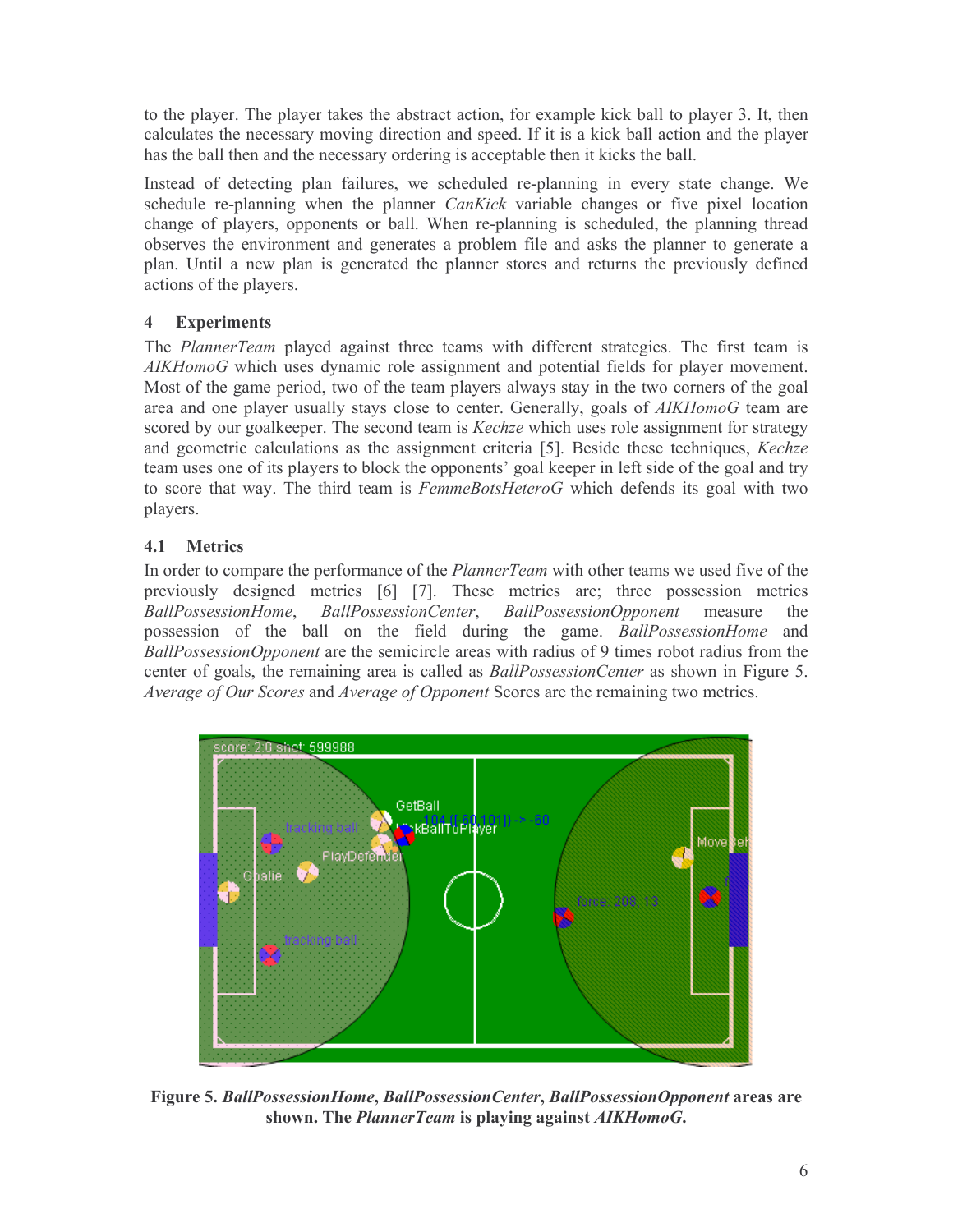to the player. The player takes the abstract action, for example kick ball to player 3. It, then calculates the necessary moving direction and speed. If it is a kick ball action and the player has the ball then and the necessary ordering is acceptable then it kicks the ball.

Instead of detecting plan failures, we scheduled re-planning in every state change. We schedule re-planning when the planner *CanKick* variable changes or five pixel location change of players, opponents or ball. When re-planning is scheduled, the planning thread observes the environment and generates a problem file and asks the planner to generate a plan. Until a new plan is generated the planner stores and returns the previously defined actions of the players.

## 4 Experiments

The *PlannerTeam* played against three teams with different strategies. The first team is *AIKHomoG* which uses dynamic role assignment and potential fields for player movement. Most of the game period, two of the team players always stay in the two corners of the goal area and one player usually stays close to center. Generally, goals of *AIKHomoG* team are scored by our goalkeeper. The second team is *Kechze* which uses role assignment for strategy and geometric calculations as the assignment criteria [5]. Beside these techniques, *Kechze* team uses one of its players to block the opponents' goal keeper in left side of the goal and try to score that way. The third team is *FemmeBotsHeteroG* which defends its goal with two players.

### 4.1 Metrics

In order to compare the performance of the *PlannerTeam* with other teams we used five of the previously designed metrics [6] [7]. These metrics are; three possession metrics *BallPossessionHome*, *BallPossessionCenter*, *BallPossessionOpponent* measure the possession of the ball on the field during the game. *BallPossessionHome* and *BallPossessionOpponent* are the semicircle areas with radius of 9 times robot radius from the center of goals, the remaining area is called as *BallPossessionCenter* as shown in Figure 5. *Average of Our Scores* and *Average of Opponent* Scores are the remaining two metrics.

**Figure 5.** ***BallPossessionHome*, *BallPossessionCenter*, *BallPossessionOpponent* areas are shown. The *PlannerTeam* is playing against *AIKHomoG*.**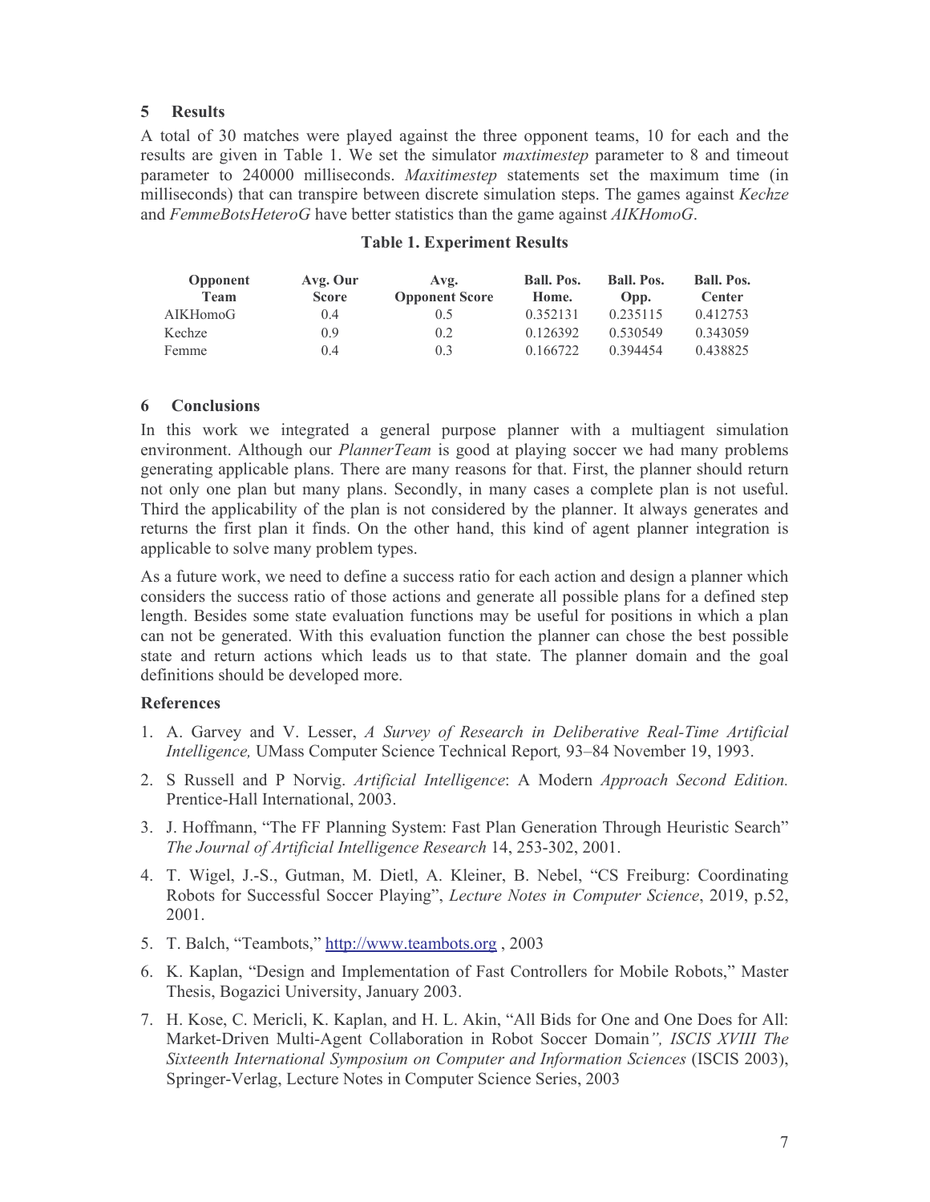## 5 Results

A total of 30 matches were played against the three opponent teams, 10 for each and the results are given in Table 1. We set the simulator *maxtimestep* parameter to 8 and timeout parameter to 240000 milliseconds. *Maxitimestep* statements set the maximum time (in milliseconds) that can transpire between discrete simulation steps. The games against *Kechze* and *FemmeBotsHeteroG* have better statistics than the game against *AIKHomoG*.

**Table 1. Experiment Results**

| Opponent Team | Avg. Our Score | Avg. Opponent Score | Ball. Pos. Home. | Ball. Pos. Opp. | Ball. Pos. Center |
|---|---|---|---|---|---|
| AIKHomoG | 0.4 | 0.5 | 0.352131 | 0.235115 | 0.412753 |
| Kechze | 0.9 | 0.2 | 0.126392 | 0.530549 | 0.343059 |
| Femme | 0.4 | 0.3 | 0.166722 | 0.394454 | 0.438825 |

## 6 Conclusions

In this work we integrated a general purpose planner with a multiagent simulation environment. Although our *PlannerTeam* is good at playing soccer we had many problems generating applicable plans. There are many reasons for that. First, the planner should return not only one plan but many plans. Secondly, in many cases a complete plan is not useful. Third the applicability of the plan is not considered by the planner. It always generates and returns the first plan it finds. On the other hand, this kind of agent planner integration is applicable to solve many problem types.

As a future work, we need to define a success ratio for each action and design a planner which considers the success ratio of those actions and generate all possible plans for a defined step length. Besides some state evaluation functions may be useful for positions in which a plan can not be generated. With this evaluation function the planner can chose the best possible state and return actions which leads us to that state. The planner domain and the goal definitions should be developed more.

### References

1. A. Garvey and V. Lesser, *A Survey of Research in Deliberative Real-Time Artificial Intelligence,* UMass Computer Science Technical Report*,* 93–84 November 19, 1993.
2. S Russell and P Norvig. *Artificial Intelligence*: A Modern *Approach Second Edition.* Prentice-Hall International, 2003.
3. J. Hoffmann, "The FF Planning System: Fast Plan Generation Through Heuristic Search" *The Journal of Artificial Intelligence Research* 14, 253-302, 2001.
4. T. Wigel, J.-S., Gutman, M. Dietl, A. Kleiner, B. Nebel, "CS Freiburg: Coordinating Robots for Successful Soccer Playing", *Lecture Notes in Computer Science*, 2019, p.52, 2001.
5. T. Balch, "Teambots," http://www.teambots.org , 2003
6. K. Kaplan, "Design and Implementation of Fast Controllers for Mobile Robots," Master Thesis, Bogazici University, January 2003.
7. H. Kose, C. Mericli, K. Kaplan, and H. L. Akin, "All Bids for One and One Does for All: Market-Driven Multi-Agent Collaboration in Robot Soccer Domain*", ISCIS XVIII The Sixteenth International Symposium on Computer and Information Sciences* (ISCIS 2003), Springer-Verlag, Lecture Notes in Computer Science Series, 2003